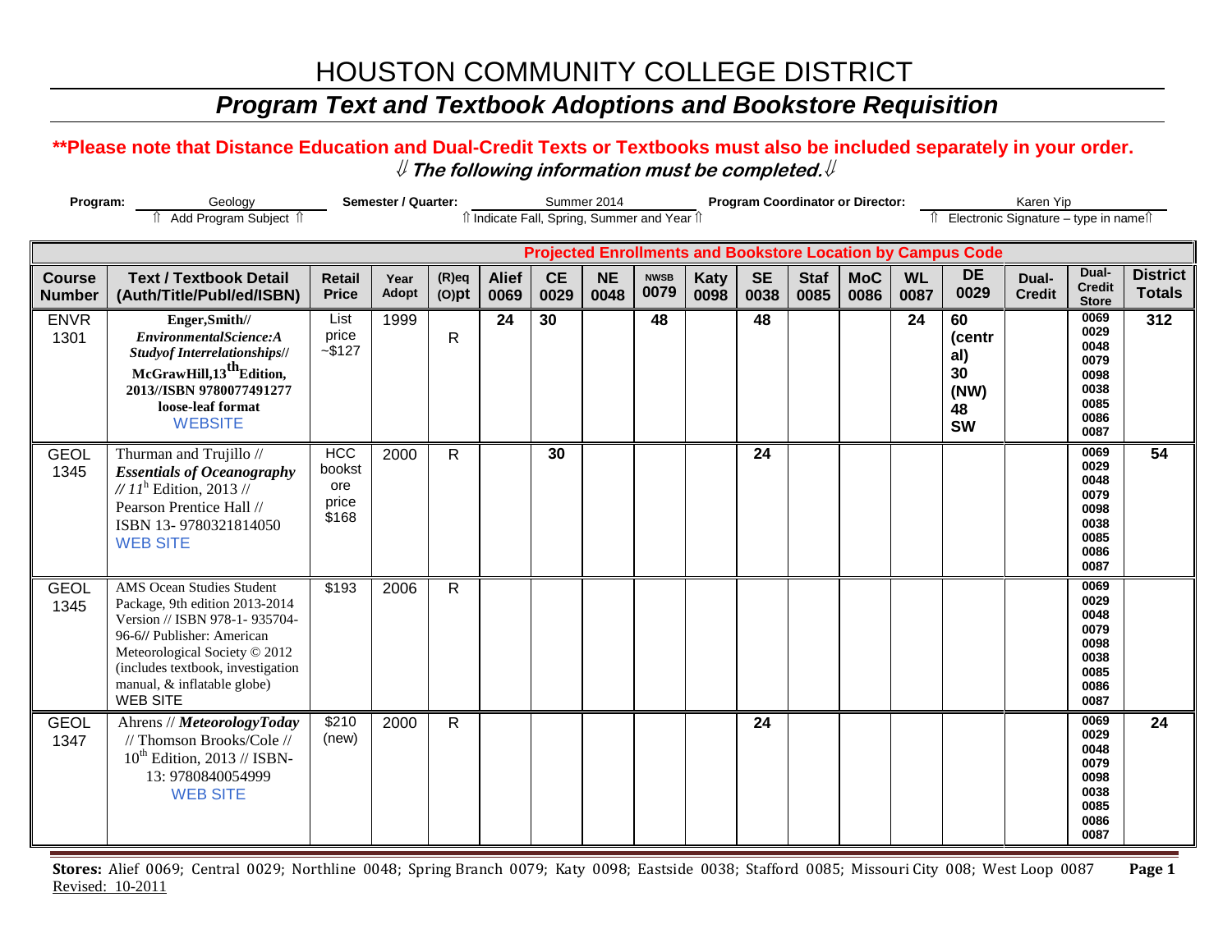# HOUSTON COMMUNITY COLLEGE DISTRICT

## *Program Text and Textbook Adoptions and Bookstore Requisition*

**\*\*Please note that Distance Education and Dual-Credit Texts or Textbooks must also be included separately in your order.**

⇓ ***The following information must be completed.*** ⇓

**Program:** Geology (⇑ Add Program Subject ⇑) **Semester / Quarter:** Summer 2014 (⇑ Indicate Fall, Spring, Summer and Year ⇑) **Program Coordinator or Director:** Karen Yip (⇑ Electronic Signature – type in name ⇑)

| | | | | | Projected Enrollments and Bookstore Location by Campus Code | | | | | | | | | | | | |
|---|---|---|---|---|---|---|---|---|---|---|---|---|---|---|---|---|---|
| **Course Number** | **Text / Textbook Detail (Auth/Title/Publ/ed/ISBN)** | **Retail Price** | **Year Adopt** | **(R)eq (O)pt** | **Alief 0069** | **CE 0029** | **NE 0048** | **NWSB 0079** | **Katy 0098** | **SE 0038** | **Staf 0085** | **MoC 0086** | **WL 0087** | **DE 0029** | **Dual-Credit** | **Dual-Credit Store** | **District Totals** |
| ENVR 1301 | **Enger,Smith// *EnvironmentalScience:A Studyof Interrelationships*// McGrawHill,13th Edition, 2013//ISBN 9780077491277 loose-leaf format** WEBSITE | List price ~$127 | 1999 | R | **24** | **30** | | **48** | | **48** | | | **24** | **60 (central) 30 (NW) 48 SW** | | 0069 0029 0048 0079 0098 0038 0085 0086 0087 | **312** |
| GEOL 1345 | Thurman and Trujillo // ***Essentials of Oceanography*** *// 11*h Edition, 2013 // Pearson Prentice Hall // ISBN 13- 9780321814050 WEB SITE | HCC bookstore price $168 | 2000 | R | | **30** | | | | **24** | | | | | | 0069 0029 0048 0079 0098 0038 0085 0086 0087 | **54** |
| GEOL 1345 | AMS Ocean Studies Student Package, 9th edition 2013-2014 Version // ISBN 978-1- 935704-96-6// Publisher: American Meteorological Society © 2012 (includes textbook, investigation manual, & inflatable globe) WEB SITE | $193 | 2006 | R | | | | | | | | | | | | 0069 0029 0048 0079 0098 0038 0085 0086 0087 | |
| GEOL 1347 | Ahrens // ***MeteorologyToday*** // Thomson Brooks/Cole // 10th Edition, 2013 // ISBN-13: 9780840054999 WEB SITE | $210 (new) | 2000 | R | | | | | | **24** | | | | | | 0069 0029 0048 0079 0098 0038 0085 0086 0087 | **24** |

**Stores:** Alief 0069; Central 0029; Northline 0048; Spring Branch 0079; Katy 0098; Eastside 0038; Stafford 0085; Missouri City 008; West Loop 0087

Revised: 10-2011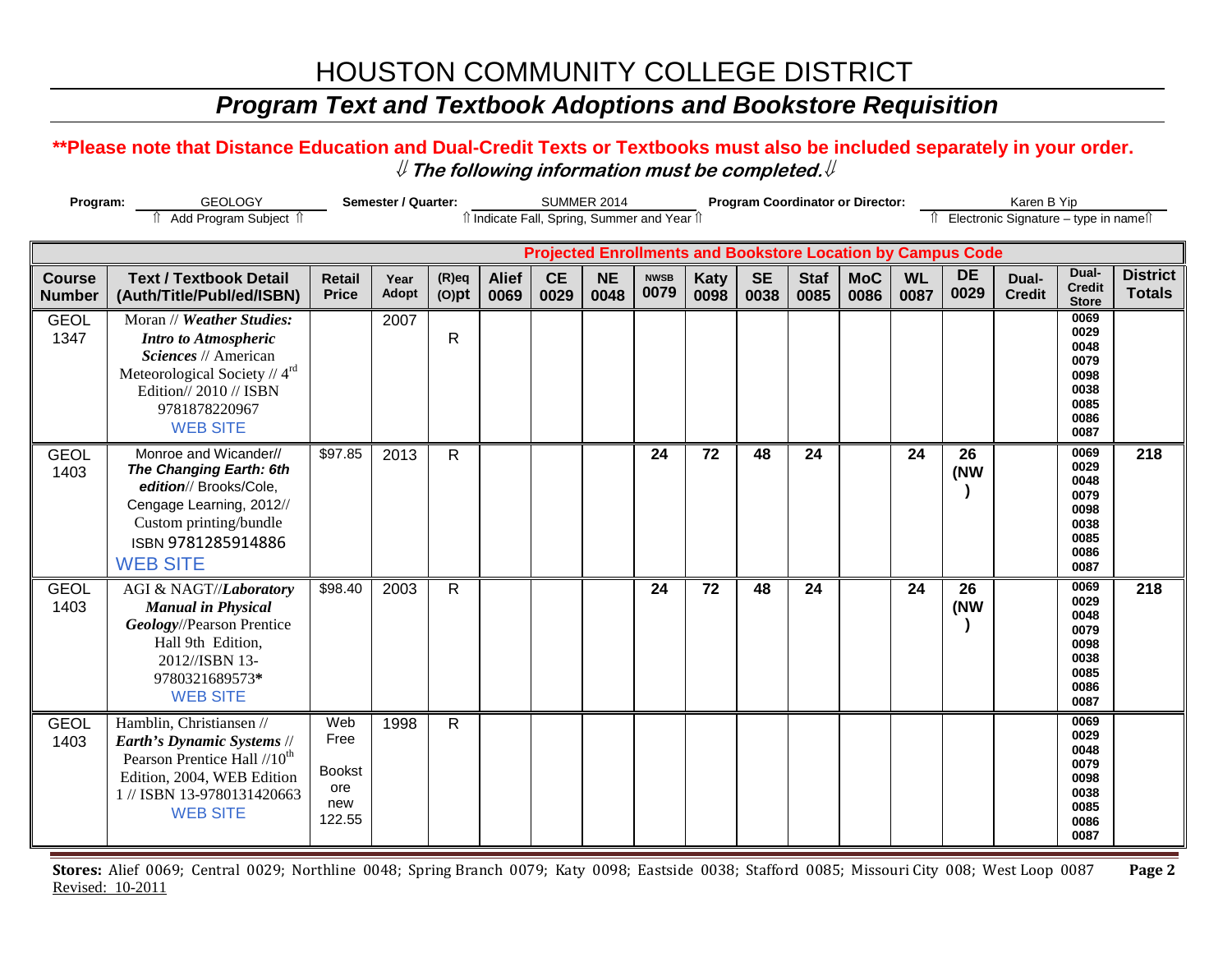# HOUSTON COMMUNITY COLLEGE DISTRICT

## *Program Text and Textbook Adoptions and Bookstore Requisition*

**\*\*Please note that Distance Education and Dual-Credit Texts or Textbooks must also be included separately in your order.**

⇓ ***The following information must be completed.*** ⇓

**Program:** GEOLOGY (⇑ Add Program Subject ⇑) **Semester / Quarter:** SUMMER 2014 (⇑ Indicate Fall, Spring, Summer and Year ⇑) **Program Coordinator or Director:** Karen B Yip (⇑ Electronic Signature – type in name ⇑)

| | | | | | Projected Enrollments and Bookstore Location by Campus Code | | | | | | | | | | | | |
|---|---|---|---|---|---|---|---|---|---|---|---|---|---|---|---|---|---|
| **Course Number** | **Text / Textbook Detail (Auth/Title/Publ/ed/ISBN)** | **Retail Price** | **Year Adopt** | **(R)eq (O)pt** | **Alief 0069** | **CE 0029** | **NE 0048** | **NWSB 0079** | **Katy 0098** | **SE 0038** | **Staf 0085** | **MoC 0086** | **WL 0087** | **DE 0029** | **Dual-Credit** | **Dual-Credit Store** | **District Totals** |
| GEOL 1347 | Moran // ***Weather Studies: Intro to Atmospheric Sciences*** // American Meteorological Society // 4th Edition// 2010 // ISBN 9781878220967 WEB SITE | | 2007 | R | | | | | | | | | | | | 0069 0029 0048 0079 0098 0038 0085 0086 0087 | |
| GEOL 1403 | Monroe and Wicander// ***The Changing Earth: 6th edition***// Brooks/Cole, Cengage Learning, 2012// Custom printing/bundle ISBN 9781285914886 WEB SITE | $97.85 | 2013 | R | | | | 24 | 72 | 48 | 24 | | 24 | 26 (NW) | | 0069 0029 0048 0079 0098 0038 0085 0086 0087 | 218 |
| GEOL 1403 | AGI & NAGT//***Laboratory Manual in Physical Geology***//Pearson Prentice Hall 9th Edition, 2012//ISBN 13-9780321689573**\*** WEB SITE | $98.40 | 2003 | R | | | | 24 | 72 | 48 | 24 | | 24 | 26 (NW) | | 0069 0029 0048 0079 0098 0038 0085 0086 0087 | 218 |
| GEOL 1403 | Hamblin, Christiansen // ***Earth's Dynamic Systems*** // Pearson Prentice Hall //10th Edition, 2004, WEB Edition 1 // ISBN 13-9780131420663 WEB SITE | Web Free Bookstore new 122.55 | 1998 | R | | | | | | | | | | | | 0069 0029 0048 0079 0098 0038 0085 0086 0087 | |

**Stores:** Alief 0069; Central 0029; Northline 0048; Spring Branch 0079; Katy 0098; Eastside 0038; Stafford 0085; Missouri City 008; West Loop 0087

Revised: 10-2011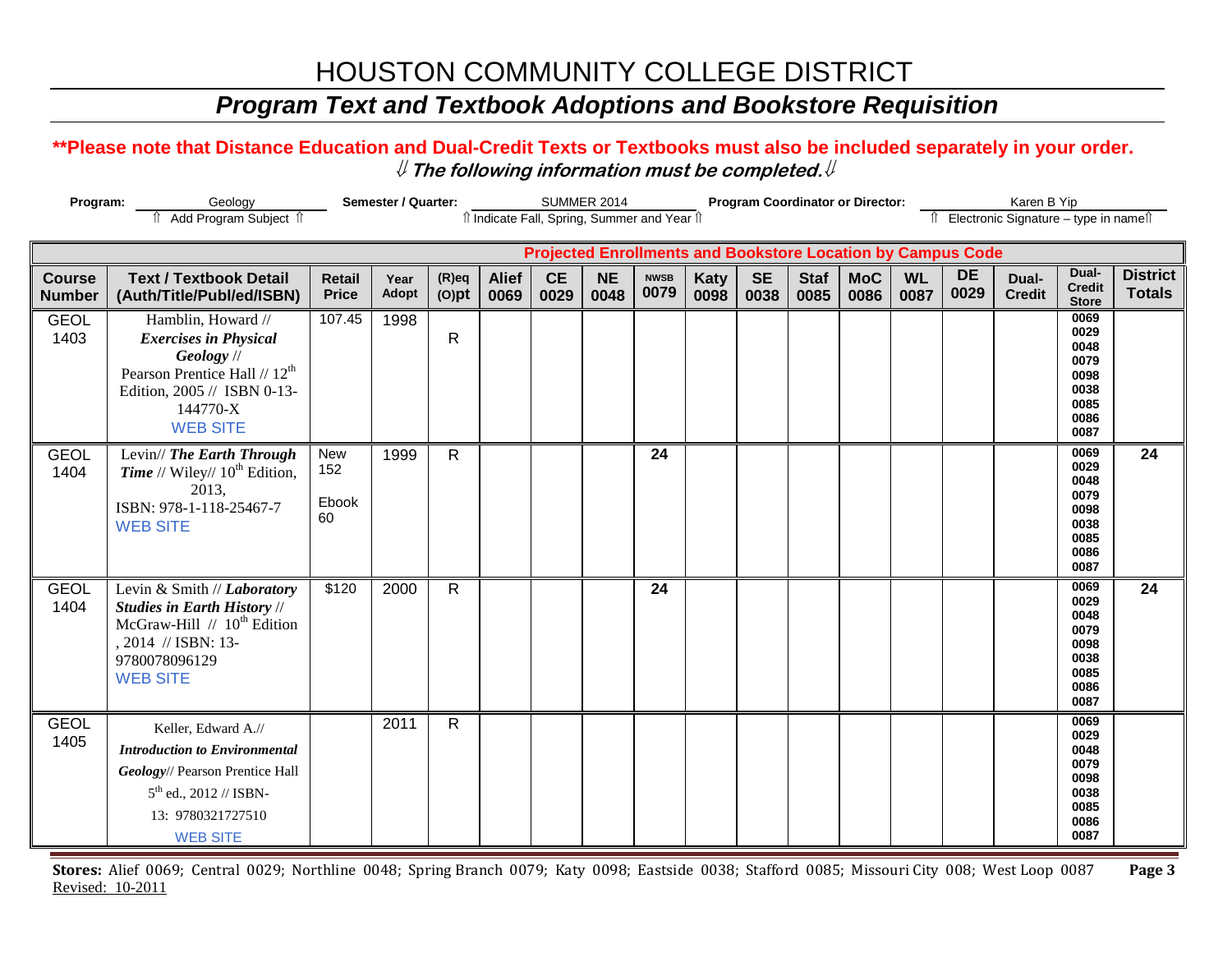# HOUSTON COMMUNITY COLLEGE DISTRICT

## *Program Text and Textbook Adoptions and Bookstore Requisition*

**\*\*Please note that Distance Education and Dual-Credit Texts or Textbooks must also be included separately in your order.**

***⇓ The following information must be completed.⇓***

**Program:** Geology
⇑ Add Program Subject ⇑

**Semester / Quarter:** SUMMER 2014
⇑ Indicate Fall, Spring, Summer and Year ⇑

**Program Coordinator or Director:** Karen B Yip
⇑ Electronic Signature – type in name⇑

| | | | | | Projected Enrollments and Bookstore Location by Campus Code | | | | | | | | | | | | |
|---|---|---|---|---|---|---|---|---|---|---|---|---|---|---|---|---|---|
| **Course Number** | **Text / Textbook Detail (Auth/Title/Publ/ed/ISBN)** | **Retail Price** | **Year Adopt** | **(R)eq (O)pt** | **Alief 0069** | **CE 0029** | **NE 0048** | **NWSB 0079** | **Katy 0098** | **SE 0038** | **Staf 0085** | **MoC 0086** | **WL 0087** | **DE 0029** | **Dual-Credit** | **Dual-Credit Store** | **District Totals** |
| GEOL 1403 | Hamblin, Howard // ***Exercises in Physical Geology*** // Pearson Prentice Hall // 12th Edition, 2005 // ISBN 0-13-144770-X WEB SITE | 107.45 | 1998 | R | | | | | | | | | | | | 0069 0029 0048 0079 0098 0038 0085 0086 0087 | |
| GEOL 1404 | Levin// ***The Earth Through Time*** // Wiley// 10th Edition, 2013, ISBN: 978-1-118-25467-7 WEB SITE | New 152 Ebook 60 | 1999 | R | | | | **24** | | | | | | | | 0069 0029 0048 0079 0098 0038 0085 0086 0087 | **24** |
| GEOL 1404 | Levin & Smith // ***Laboratory Studies in Earth History*** // McGraw-Hill // 10th Edition , 2014 // ISBN: 13-9780078096129 WEB SITE | $120 | 2000 | R | | | | **24** | | | | | | | | 0069 0029 0048 0079 0098 0038 0085 0086 0087 | **24** |
| GEOL 1405 | Keller, Edward A.// ***Introduction to Environmental Geology***// Pearson Prentice Hall 5th ed., 2012 // ISBN-13: 9780321727510 WEB SITE | | 2011 | R | | | | | | | | | | | | 0069 0029 0048 0079 0098 0038 0085 0086 0087 | |

**Stores:** Alief 0069; Central 0029; Northline 0048; Spring Branch 0079; Katy 0098; Eastside 0038; Stafford 0085; Missouri City 008; West Loop 0087

Revised: 10-2011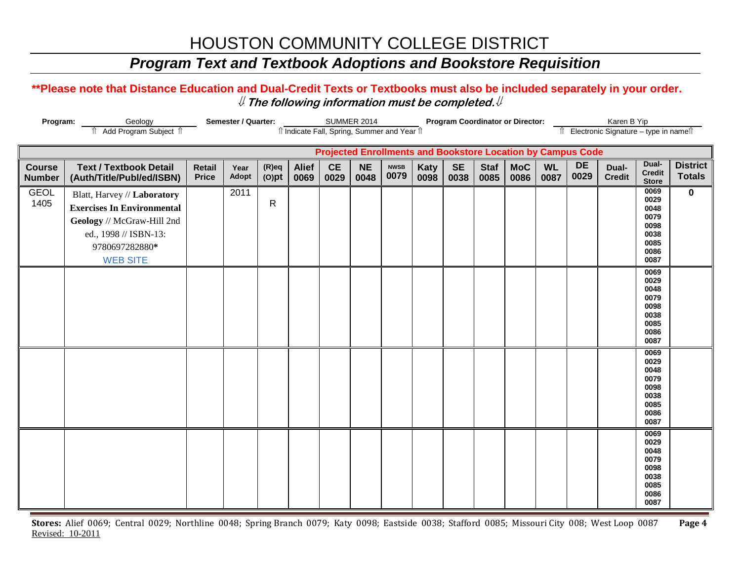# HOUSTON COMMUNITY COLLEGE DISTRICT

## *Program Text and Textbook Adoptions and Bookstore Requisition*

**\*\*Please note that Distance Education and Dual-Credit Texts or Textbooks must also be included separately in your order.**

***⇓ The following information must be completed.⇓***

**Program:** Geology
⇑ Add Program Subject ⇑

**Semester / Quarter:** SUMMER 2014
⇑ Indicate Fall, Spring, Summer and Year ⇑

**Program Coordinator or Director:** Karen B Yip
⇑ Electronic Signature – type in name⇑

| | | | | | Projected Enrollments and Bookstore Location by Campus Code | | | | | | | | | | | | |
|---|---|---|---|---|---|---|---|---|---|---|---|---|---|---|---|---|---|
| **Course Number** | **Text / Textbook Detail (Auth/Title/Publ/ed/ISBN)** | **Retail Price** | **Year Adopt** | **(R)eq (O)pt** | **Alief 0069** | **CE 0029** | **NE 0048** | **NWSB 0079** | **Katy 0098** | **SE 0038** | **Staf 0085** | **MoC 0086** | **WL 0087** | **DE 0029** | **Dual-Credit** | **Dual-Credit Store** | **District Totals** |
| GEOL 1405 | Blatt, Harvey // **Laboratory Exercises In Environmental Geology** // McGraw-Hill 2nd ed., 1998 // ISBN-13: 9780697282880**\*** WEB SITE | | 2011 | R | | | | | | | | | | | | 0069 0029 0048 0079 0098 0038 0085 0086 0087 | **0** |
| | | | | | | | | | | | | | | | | 0069 0029 0048 0079 0098 0038 0085 0086 0087 | |
| | | | | | | | | | | | | | | | | 0069 0029 0048 0079 0098 0038 0085 0086 0087 | |
| | | | | | | | | | | | | | | | | 0069 0029 0048 0079 0098 0038 0085 0086 0087 | |

**Stores:** Alief 0069; Central 0029; Northline 0048; Spring Branch 0079; Katy 0098; Eastside 0038; Stafford 0085; Missouri City 008; West Loop 0087

Revised: 10-2011